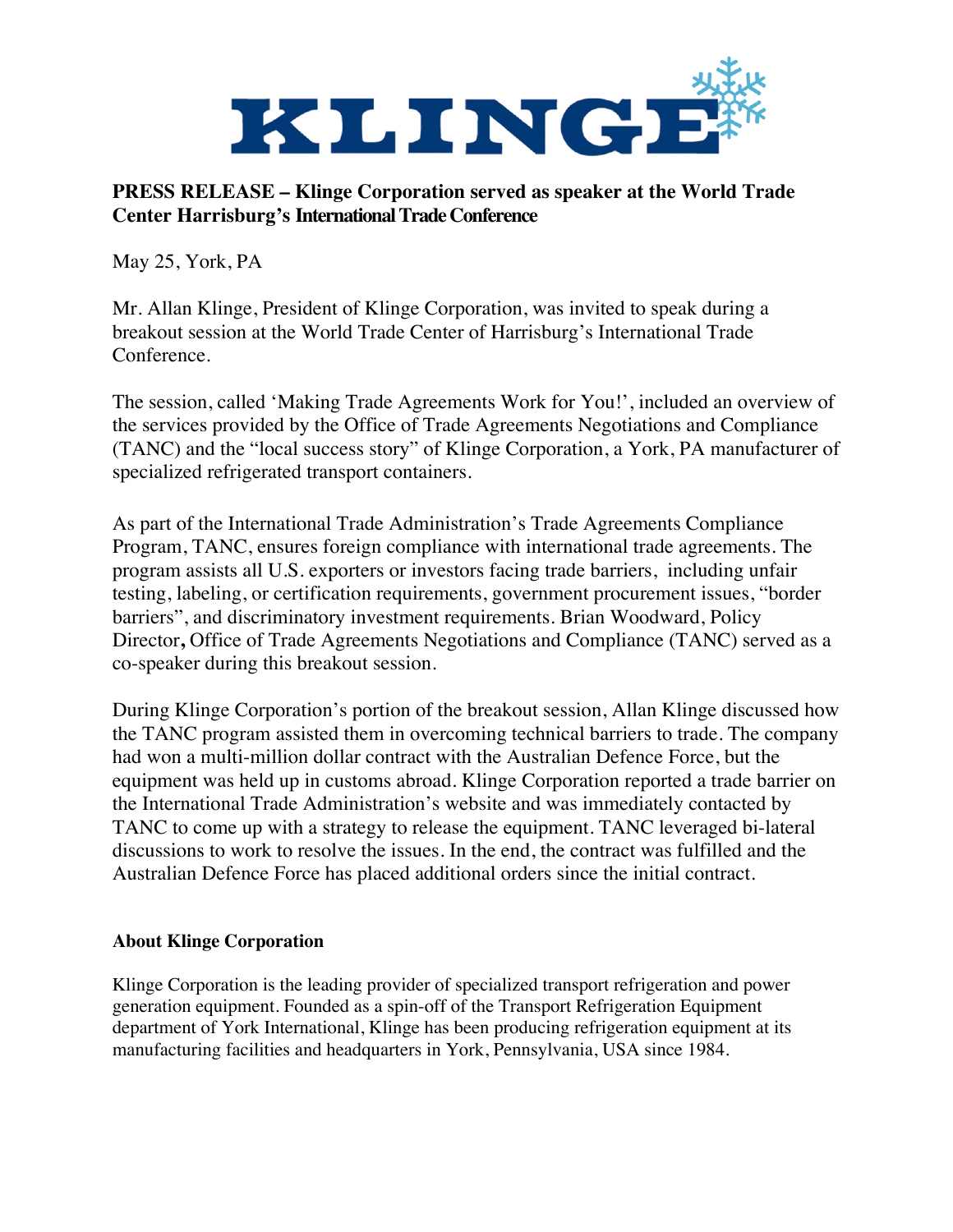# KLINGE

**PRESS RELEASE – Klinge Corporation served as speaker at the World Trade Center Harrisburg's International Trade Conference**

May 25, York, PA

Mr. Allan Klinge, President of Klinge Corporation, was invited to speak during a breakout session at the World Trade Center of Harrisburg's International Trade Conference.

The session, called 'Making Trade Agreements Work for You!', included an overview of the services provided by the Office of Trade Agreements Negotiations and Compliance (TANC) and the "local success story" of Klinge Corporation, a York, PA manufacturer of specialized refrigerated transport containers.

As part of the International Trade Administration's Trade Agreements Compliance Program, TANC, ensures foreign compliance with international trade agreements. The program assists all U.S. exporters or investors facing trade barriers, including unfair testing, labeling, or certification requirements, government procurement issues, "border barriers", and discriminatory investment requirements. Brian Woodward, Policy Director**,** Office of Trade Agreements Negotiations and Compliance (TANC) served as a co-speaker during this breakout session.

During Klinge Corporation's portion of the breakout session, Allan Klinge discussed how the TANC program assisted them in overcoming technical barriers to trade. The company had won a multi-million dollar contract with the Australian Defence Force, but the equipment was held up in customs abroad. Klinge Corporation reported a trade barrier on the International Trade Administration's website and was immediately contacted by TANC to come up with a strategy to release the equipment. TANC leveraged bi-lateral discussions to work to resolve the issues. In the end, the contract was fulfilled and the Australian Defence Force has placed additional orders since the initial contract.

**About Klinge Corporation**

Klinge Corporation is the leading provider of specialized transport refrigeration and power generation equipment. Founded as a spin-off of the Transport Refrigeration Equipment department of York International, Klinge has been producing refrigeration equipment at its manufacturing facilities and headquarters in York, Pennsylvania, USA since 1984.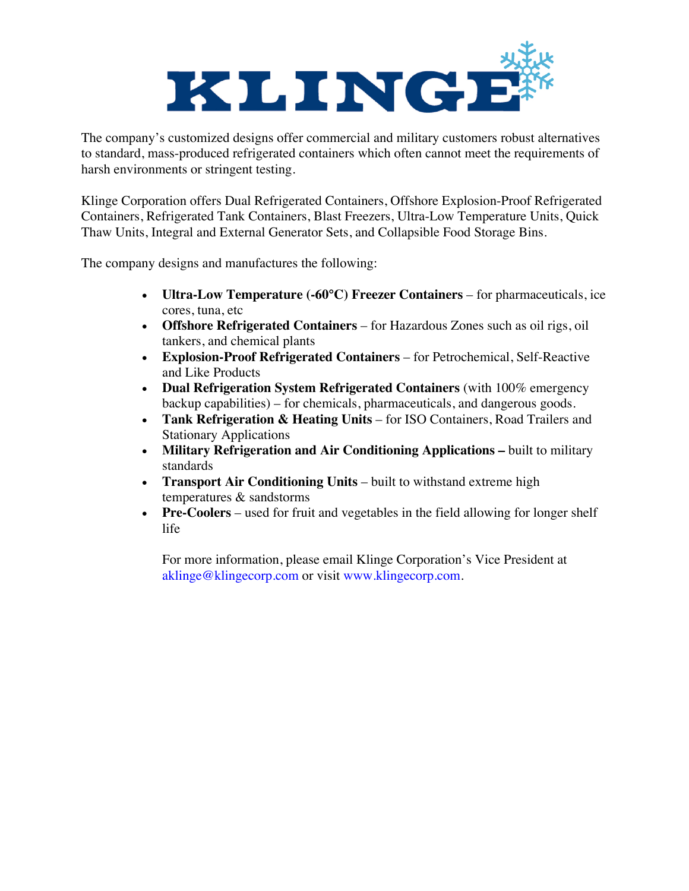# KLINGE

The company's customized designs offer commercial and military customers robust alternatives to standard, mass-produced refrigerated containers which often cannot meet the requirements of harsh environments or stringent testing.

Klinge Corporation offers Dual Refrigerated Containers, Offshore Explosion-Proof Refrigerated Containers, Refrigerated Tank Containers, Blast Freezers, Ultra-Low Temperature Units, Quick Thaw Units, Integral and External Generator Sets, and Collapsible Food Storage Bins.

The company designs and manufactures the following:

- **Ultra-Low Temperature (-60°C) Freezer Containers** – for pharmaceuticals, ice cores, tuna, etc
- **Offshore Refrigerated Containers** – for Hazardous Zones such as oil rigs, oil tankers, and chemical plants
- **Explosion-Proof Refrigerated Containers** – for Petrochemical, Self-Reactive and Like Products
- **Dual Refrigeration System Refrigerated Containers** (with 100% emergency backup capabilities) – for chemicals, pharmaceuticals, and dangerous goods.
- **Tank Refrigeration & Heating Units** – for ISO Containers, Road Trailers and Stationary Applications
- **Military Refrigeration and Air Conditioning Applications –** built to military standards
- **Transport Air Conditioning Units** – built to withstand extreme high temperatures & sandstorms
- **Pre-Coolers** – used for fruit and vegetables in the field allowing for longer shelf life

For more information, please email Klinge Corporation's Vice President at aklinge@klingecorp.com or visit www.klingecorp.com.